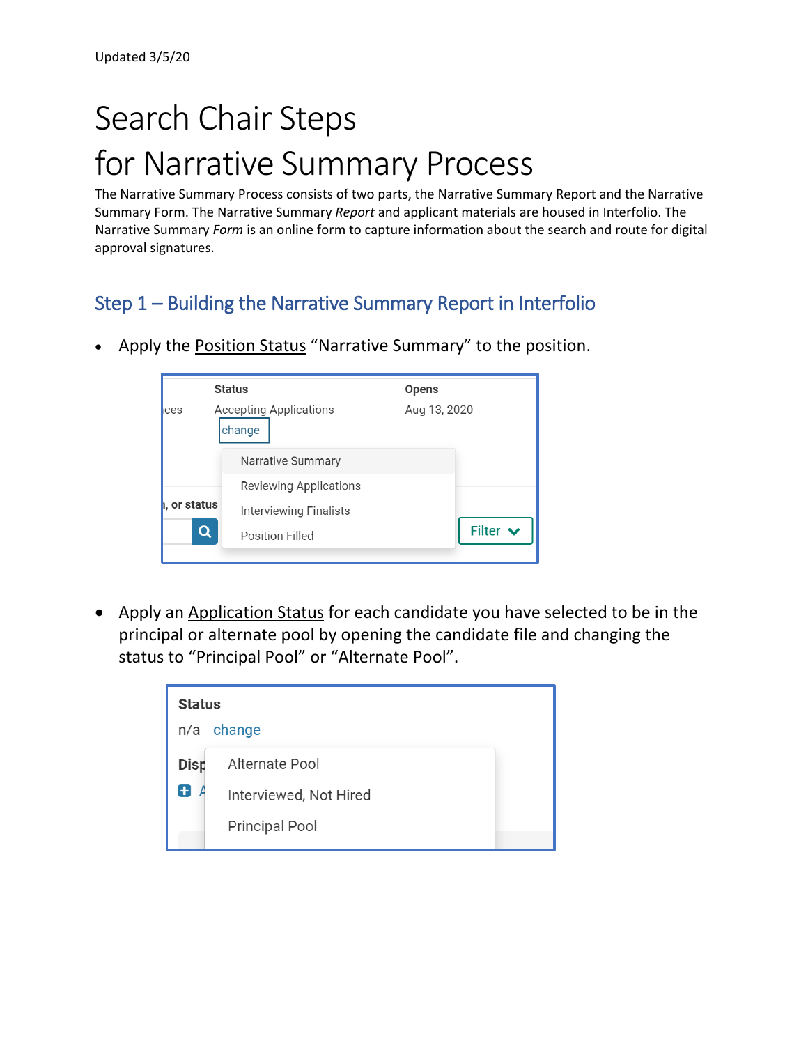Updated 3/5/20

# Search Chair Steps for Narrative Summary Process

The Narrative Summary Process consists of two parts, the Narrative Summary Report and the Narrative Summary Form. The Narrative Summary *Report* and applicant materials are housed in Interfolio. The Narrative Summary *Form* is an online form to capture information about the search and route for digital approval signatures.

## Step 1 – Building the Narrative Summary Report in Interfolio

- Apply the Position Status "Narrative Summary" to the position.

- Apply an Application Status for each candidate you have selected to be in the principal or alternate pool by opening the candidate file and changing the status to "Principal Pool" or "Alternate Pool".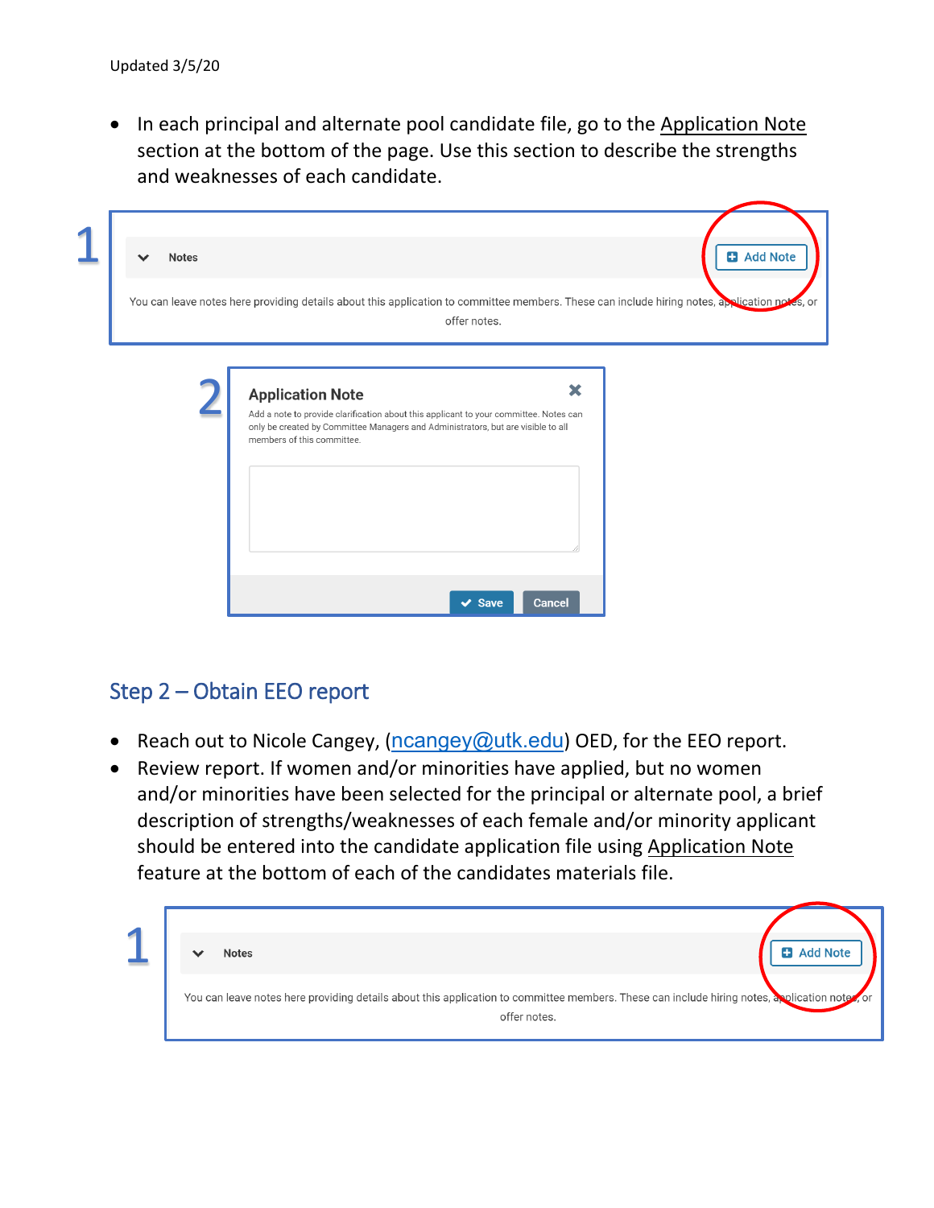- In each principal and alternate pool candidate file, go to the Application Note section at the bottom of the page. Use this section to describe the strengths and weaknesses of each candidate.

1

Notes

Add Note

You can leave notes here providing details about this application to committee members. These can include hiring notes, application notes, or offer notes.

2

Application Note

Add a note to provide clarification about this applicant to your committee. Notes can only be created by Committee Managers and Administrators, but are visible to all members of this committee.

Save Cancel

## Step 2 – Obtain EEO report

- Reach out to Nicole Cangey, (ncangey@utk.edu) OED, for the EEO report.
- Review report. If women and/or minorities have applied, but no women and/or minorities have been selected for the principal or alternate pool, a brief description of strengths/weaknesses of each female and/or minority applicant should be entered into the candidate application file using Application Note feature at the bottom of each of the candidates materials file.

1

Notes

Add Note

You can leave notes here providing details about this application to committee members. These can include hiring notes, application notes, or offer notes.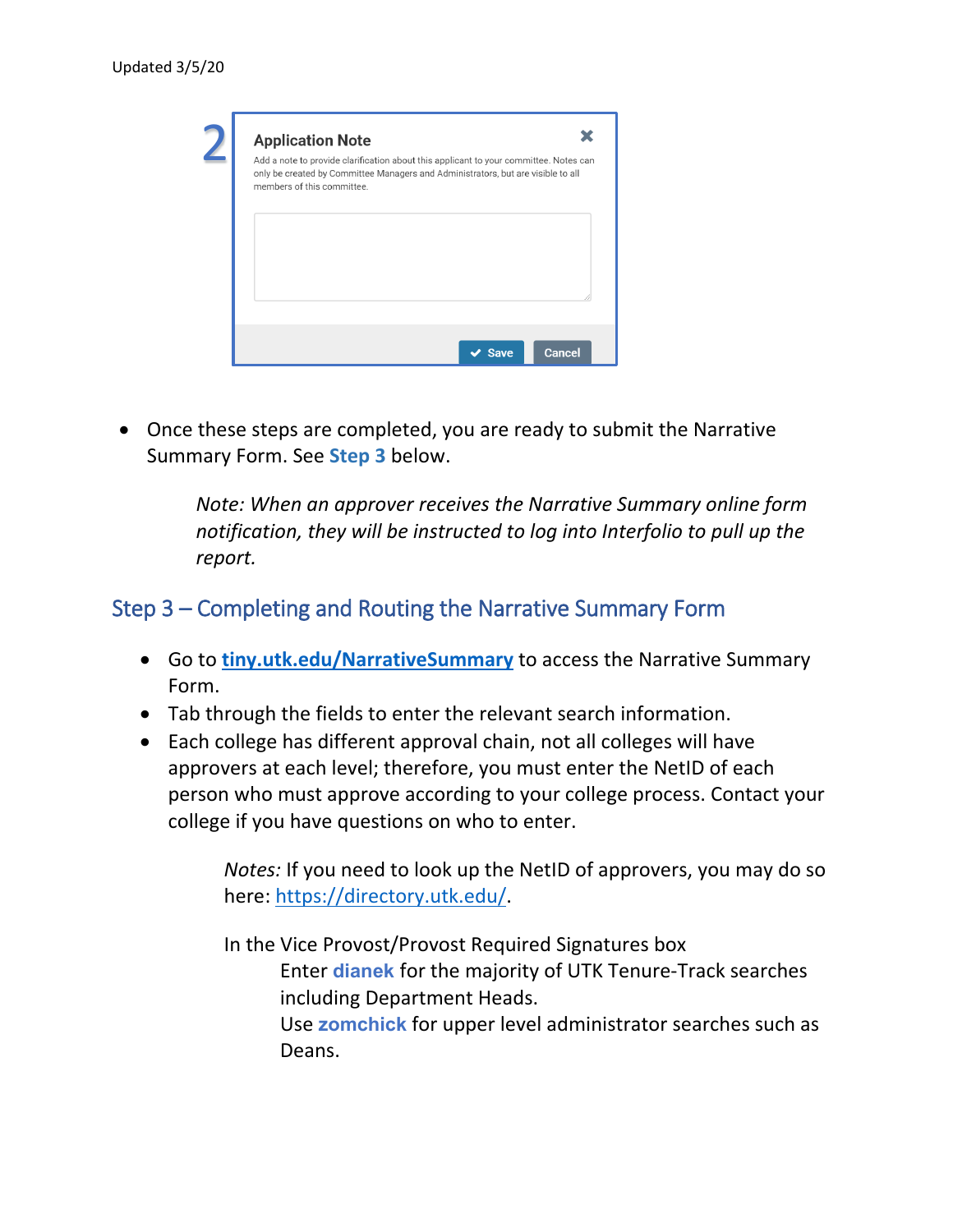Updated 3/5/20

2

**Application Note**

Add a note to provide clarification about this applicant to your committee. Notes can only be created by Committee Managers and Administrators, but are visible to all members of this committee.

Save   Cancel

- Once these steps are completed, you are ready to submit the Narrative Summary Form. See **Step 3** below.

> *Note: When an approver receives the Narrative Summary online form notification, they will be instructed to log into Interfolio to pull up the report.*

## Step 3 – Completing and Routing the Narrative Summary Form

- Go to **tiny.utk.edu/NarrativeSummary** to access the Narrative Summary Form.
- Tab through the fields to enter the relevant search information.
- Each college has different approval chain, not all colleges will have approvers at each level; therefore, you must enter the NetID of each person who must approve according to your college process. Contact your college if you have questions on who to enter.

> *Notes:* If you need to look up the NetID of approvers, you may do so here: https://directory.utk.edu/.
>
> In the Vice Provost/Provost Required Signatures box
>
> Enter **dianek** for the majority of UTK Tenure-Track searches including Department Heads.
>
> Use **zomchick** for upper level administrator searches such as Deans.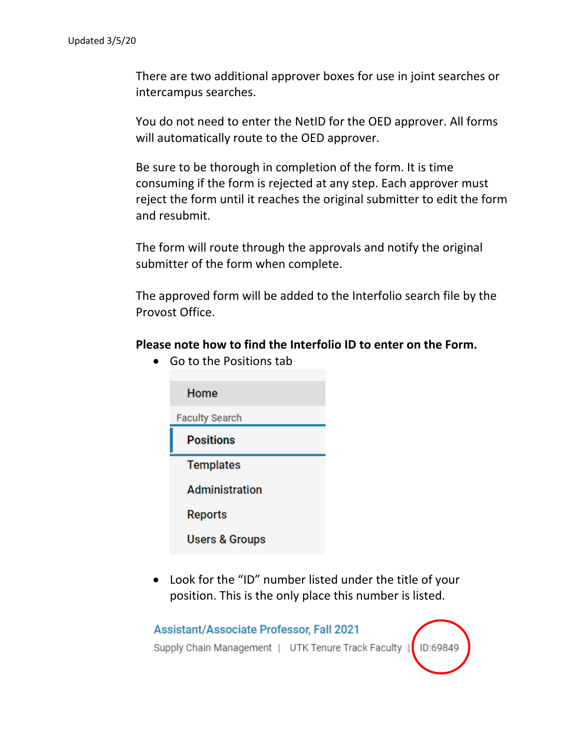There are two additional approver boxes for use in joint searches or intercampus searches.

You do not need to enter the NetID for the OED approver. All forms will automatically route to the OED approver.

Be sure to be thorough in completion of the form. It is time consuming if the form is rejected at any step. Each approver must reject the form until it reaches the original submitter to edit the form and resubmit.

The form will route through the approvals and notify the original submitter of the form when complete.

The approved form will be added to the Interfolio search file by the Provost Office.

**Please note how to find the Interfolio ID to enter on the Form.**

- Go to the Positions tab

Home
Faculty Search
Positions
Templates
Administration
Reports
Users & Groups

- Look for the "ID" number listed under the title of your position. This is the only place this number is listed.

Assistant/Associate Professor, Fall 2021
Supply Chain Management | UTK Tenure Track Faculty | ID:69849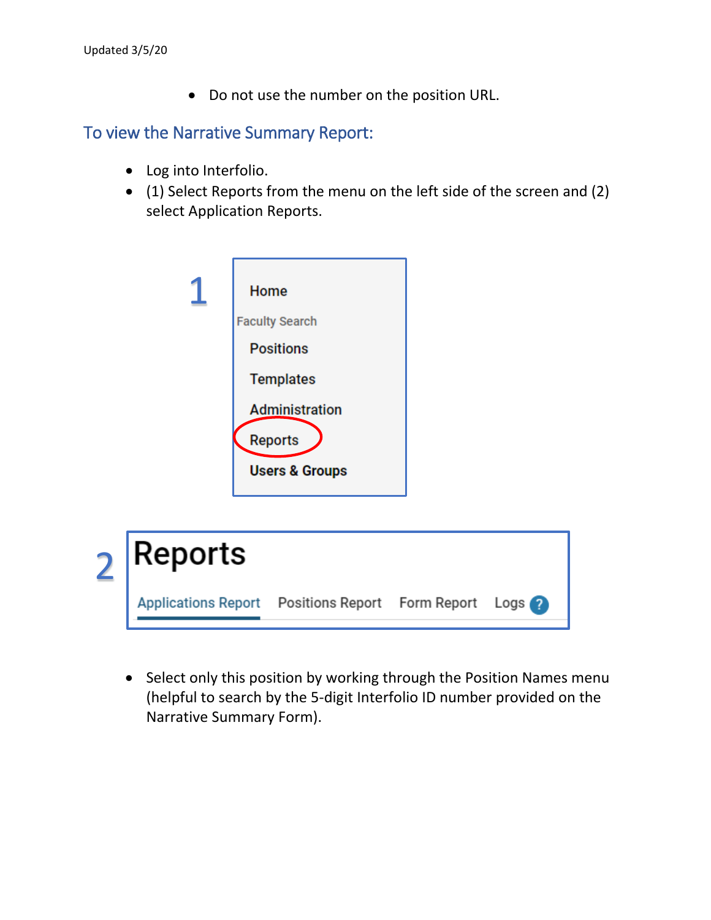- Do not use the number on the position URL.

## To view the Narrative Summary Report:

- Log into Interfolio.
- (1) Select Reports from the menu on the left side of the screen and (2) select Application Reports.

- Select only this position by working through the Position Names menu (helpful to search by the 5-digit Interfolio ID number provided on the Narrative Summary Form).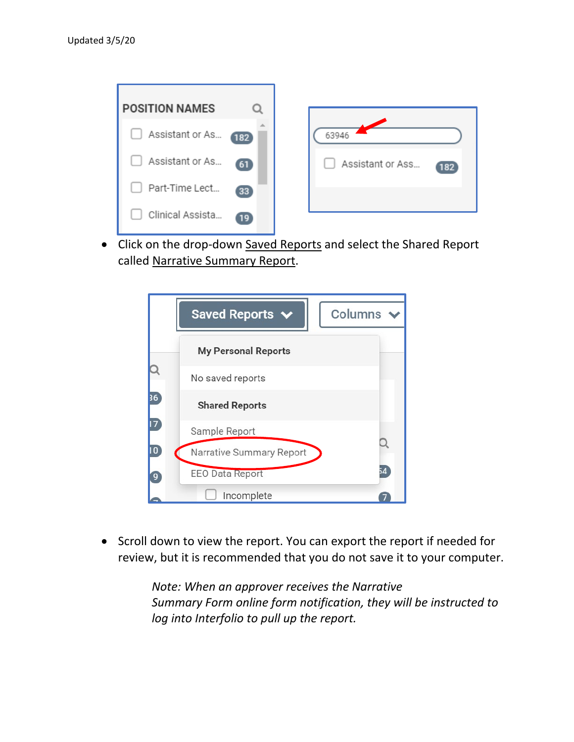- Click on the drop-down Saved Reports and select the Shared Report called Narrative Summary Report.

- Scroll down to view the report. You can export the report if needed for review, but it is recommended that you do not save it to your computer.

  *Note: When an approver receives the Narrative Summary Form online form notification, they will be instructed to log into Interfolio to pull up the report.*